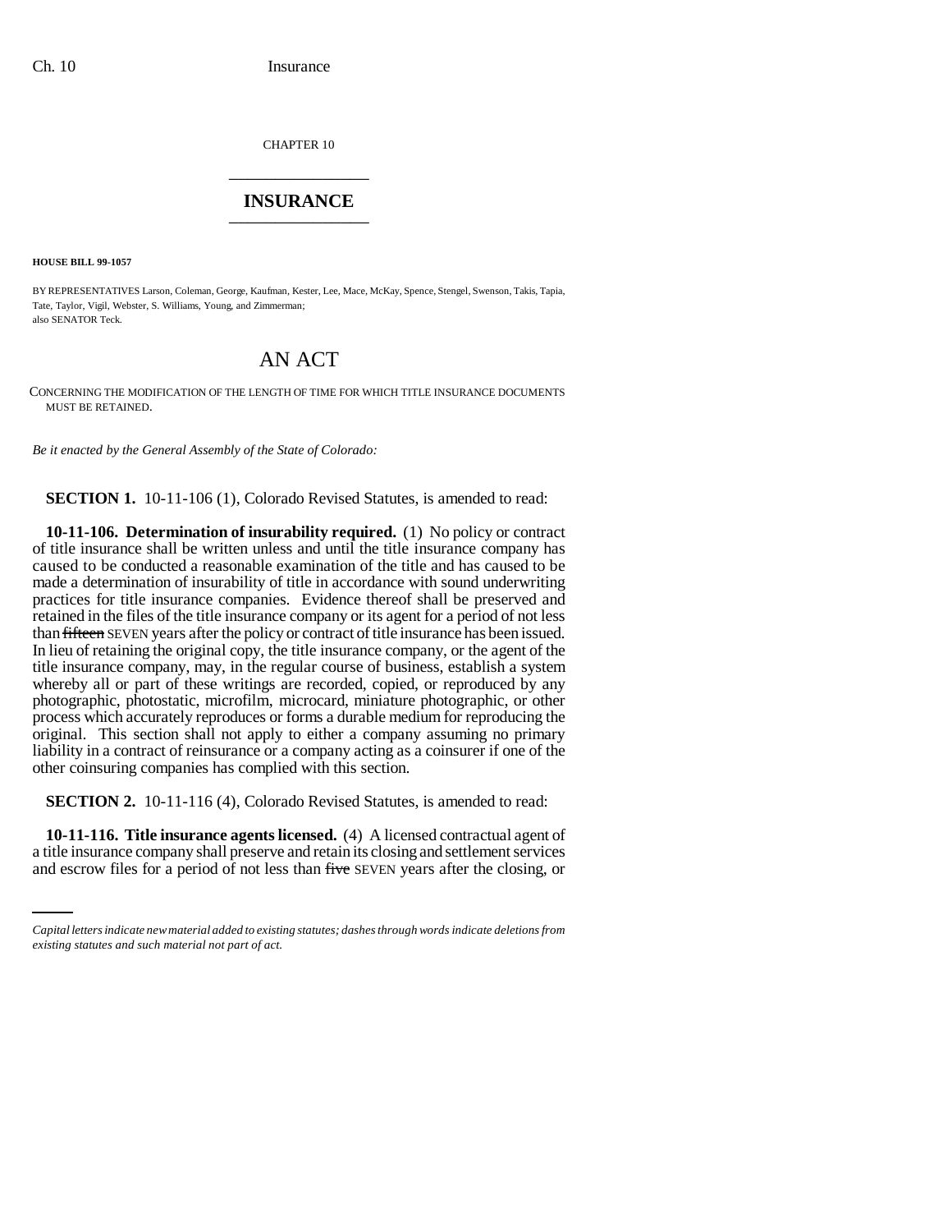CHAPTER 10

# INSURANCE

**HOUSE BILL 99-1057**

BY REPRESENTATIVES Larson, Coleman, George, Kaufman, Kester, Lee, Mace, McKay, Spence, Stengel, Swenson, Takis, Tapia, Tate, Taylor, Vigil, Webster, S. Williams, Young, and Zimmerman;
also SENATOR Teck.

## AN ACT

CONCERNING THE MODIFICATION OF THE LENGTH OF TIME FOR WHICH TITLE INSURANCE DOCUMENTS MUST BE RETAINED.

*Be it enacted by the General Assembly of the State of Colorado:*

**SECTION 1.** 10-11-106 (1), Colorado Revised Statutes, is amended to read:

**10-11-106. Determination of insurability required.** (1) No policy or contract of title insurance shall be written unless and until the title insurance company has caused to be conducted a reasonable examination of the title and has caused to be made a determination of insurability of title in accordance with sound underwriting practices for title insurance companies. Evidence thereof shall be preserved and retained in the files of the title insurance company or its agent for a period of not less than ~~fifteen~~ SEVEN years after the policy or contract of title insurance has been issued. In lieu of retaining the original copy, the title insurance company, or the agent of the title insurance company, may, in the regular course of business, establish a system whereby all or part of these writings are recorded, copied, or reproduced by any photographic, photostatic, microfilm, microcard, miniature photographic, or other process which accurately reproduces or forms a durable medium for reproducing the original. This section shall not apply to either a company assuming no primary liability in a contract of reinsurance or a company acting as a coinsurer if one of the other coinsuring companies has complied with this section.

**SECTION 2.** 10-11-116 (4), Colorado Revised Statutes, is amended to read:

**10-11-116. Title insurance agents licensed.** (4) A licensed contractual agent of a title insurance company shall preserve and retain its closing and settlement services and escrow files for a period of not less than ~~five~~ SEVEN years after the closing, or

*Capital letters indicate new material added to existing statutes; dashes through words indicate deletions from existing statutes and such material not part of act.*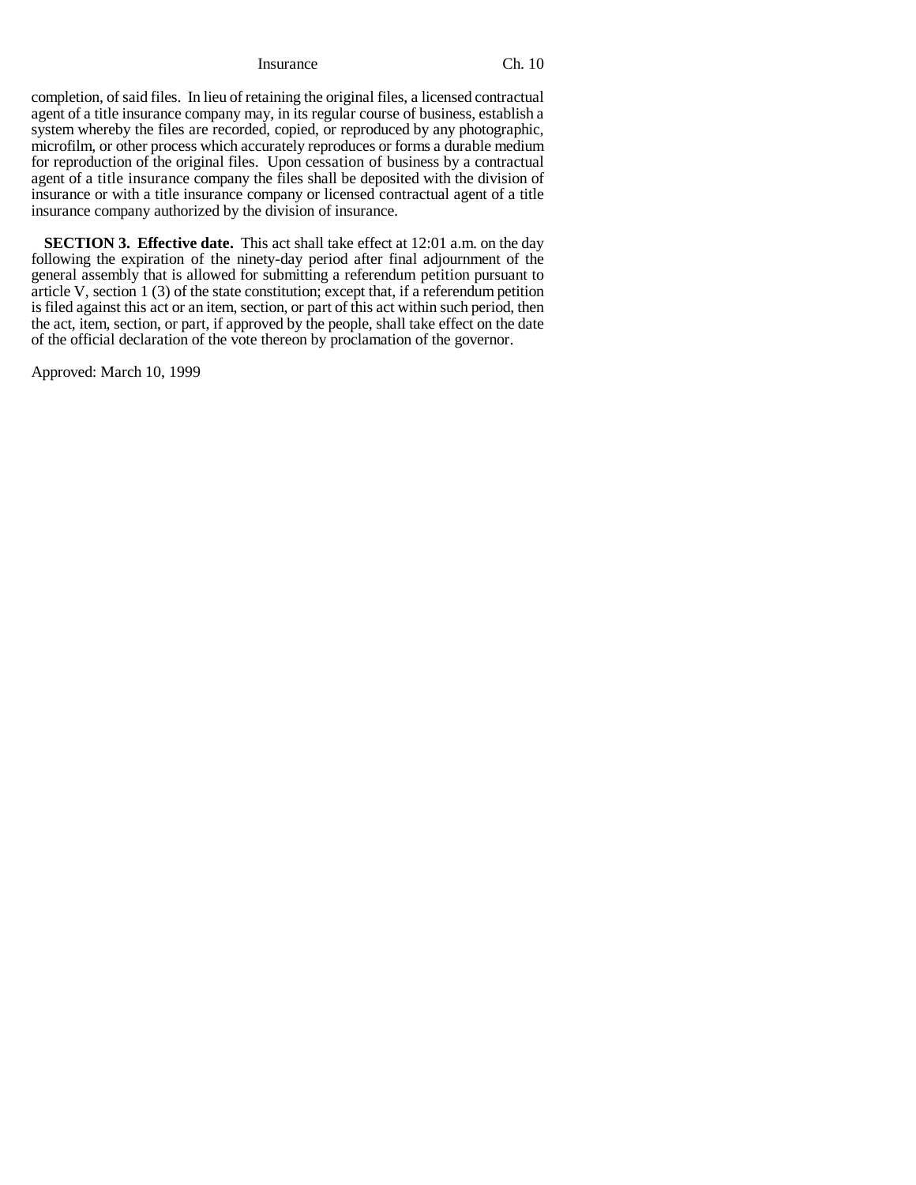completion, of said files. In lieu of retaining the original files, a licensed contractual agent of a title insurance company may, in its regular course of business, establish a system whereby the files are recorded, copied, or reproduced by any photographic, microfilm, or other process which accurately reproduces or forms a durable medium for reproduction of the original files. Upon cessation of business by a contractual agent of a title insurance company the files shall be deposited with the division of insurance or with a title insurance company or licensed contractual agent of a title insurance company authorized by the division of insurance.

**SECTION 3. Effective date.** This act shall take effect at 12:01 a.m. on the day following the expiration of the ninety-day period after final adjournment of the general assembly that is allowed for submitting a referendum petition pursuant to article V, section 1 (3) of the state constitution; except that, if a referendum petition is filed against this act or an item, section, or part of this act within such period, then the act, item, section, or part, if approved by the people, shall take effect on the date of the official declaration of the vote thereon by proclamation of the governor.

Approved: March 10, 1999